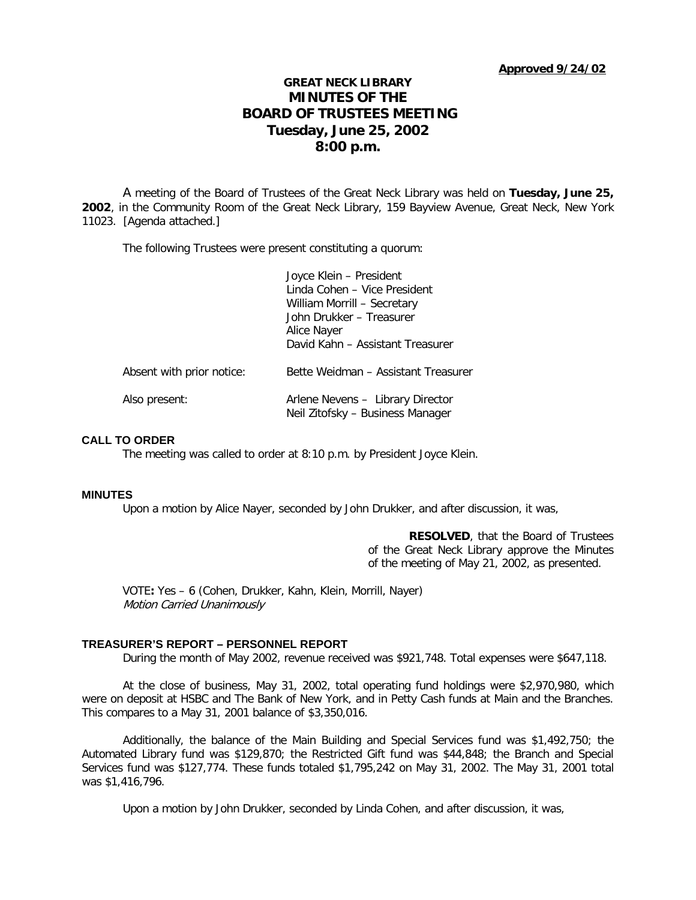**Approved 9/24/02**

# GREAT NECK LIBRARY
# MINUTES OF THE BOARD OF TRUSTEES MEETING
## Tuesday, June 25, 2002
## 8:00 p.m.

A meeting of the Board of Trustees of the Great Neck Library was held on **Tuesday, June 25, 2002**, in the Community Room of the Great Neck Library, 159 Bayview Avenue, Great Neck, New York 11023. [Agenda attached.]

The following Trustees were present constituting a quorum:

Joyce Klein – President
Linda Cohen – Vice President
William Morrill – Secretary
John Drukker – Treasurer
Alice Nayer
David Kahn – Assistant Treasurer

Absent with prior notice: Bette Weidman – Assistant Treasurer

Also present: Arlene Nevens – Library Director
Neil Zitofsky – Business Manager

### CALL TO ORDER

The meeting was called to order at 8:10 p.m. by President Joyce Klein.

### MINUTES

Upon a motion by Alice Nayer, seconded by John Drukker, and after discussion, it was,

**RESOLVED**, that the Board of Trustees of the Great Neck Library approve the Minutes of the meeting of May 21, 2002, as presented.

VOTE**:** Yes – 6 (Cohen, Drukker, Kahn, Klein, Morrill, Nayer)
*Motion Carried Unanimously*

### TREASURER'S REPORT – PERSONNEL REPORT

During the month of May 2002, revenue received was $921,748. Total expenses were $647,118.

At the close of business, May 31, 2002, total operating fund holdings were $2,970,980, which were on deposit at HSBC and The Bank of New York, and in Petty Cash funds at Main and the Branches. This compares to a May 31, 2001 balance of $3,350,016.

Additionally, the balance of the Main Building and Special Services fund was $1,492,750; the Automated Library fund was $129,870; the Restricted Gift fund was $44,848; the Branch and Special Services fund was $127,774. These funds totaled $1,795,242 on May 31, 2002. The May 31, 2001 total was $1,416,796.

Upon a motion by John Drukker, seconded by Linda Cohen, and after discussion, it was,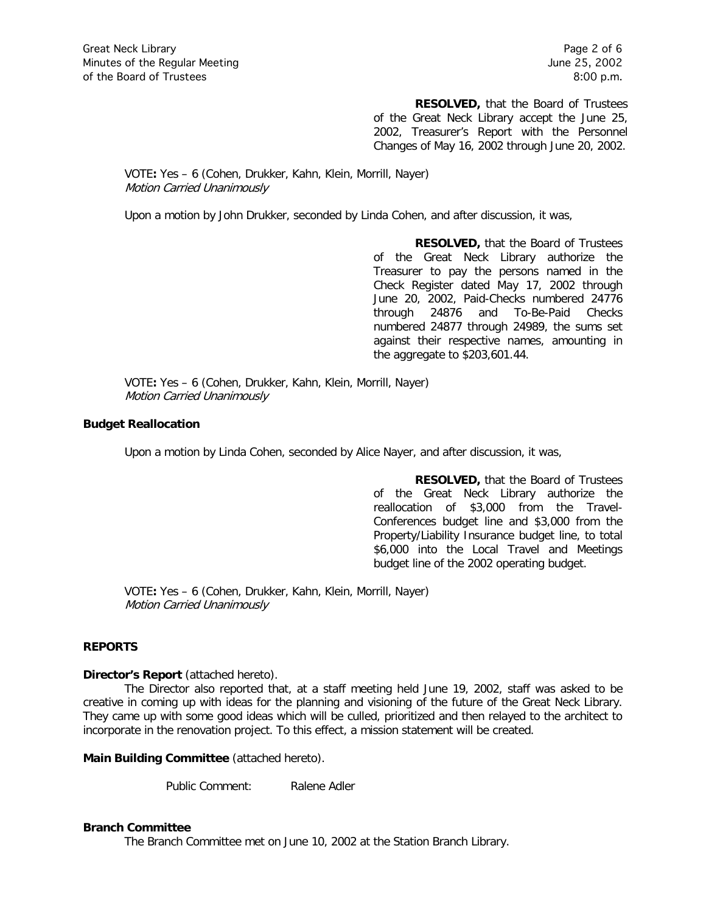**RESOLVED,** that the Board of Trustees of the Great Neck Library accept the June 25, 2002, Treasurer's Report with the Personnel Changes of May 16, 2002 through June 20, 2002.

VOTE**:** Yes – 6 (Cohen, Drukker, Kahn, Klein, Morrill, Nayer)
*Motion Carried Unanimously*

Upon a motion by John Drukker, seconded by Linda Cohen, and after discussion, it was,

**RESOLVED,** that the Board of Trustees of the Great Neck Library authorize the Treasurer to pay the persons named in the Check Register dated May 17, 2002 through June 20, 2002, Paid-Checks numbered 24776 through 24876 and To-Be-Paid Checks numbered 24877 through 24989, the sums set against their respective names, amounting in the aggregate to $203,601.44.

VOTE**:** Yes – 6 (Cohen, Drukker, Kahn, Klein, Morrill, Nayer)
*Motion Carried Unanimously*

**Budget Reallocation**

Upon a motion by Linda Cohen, seconded by Alice Nayer, and after discussion, it was,

**RESOLVED,** that the Board of Trustees of the Great Neck Library authorize the reallocation of $3,000 from the Travel-Conferences budget line and $3,000 from the Property/Liability Insurance budget line, to total $6,000 into the Local Travel and Meetings budget line of the 2002 operating budget.

VOTE**:** Yes – 6 (Cohen, Drukker, Kahn, Klein, Morrill, Nayer)
*Motion Carried Unanimously*

**REPORTS**

**Director's Report** (attached hereto).

The Director also reported that, at a staff meeting held June 19, 2002, staff was asked to be creative in coming up with ideas for the planning and visioning of the future of the Great Neck Library. They came up with some good ideas which will be culled, prioritized and then relayed to the architect to incorporate in the renovation project. To this effect, a mission statement will be created.

**Main Building Committee** (attached hereto).

Public Comment: Ralene Adler

**Branch Committee**

The Branch Committee met on June 10, 2002 at the Station Branch Library.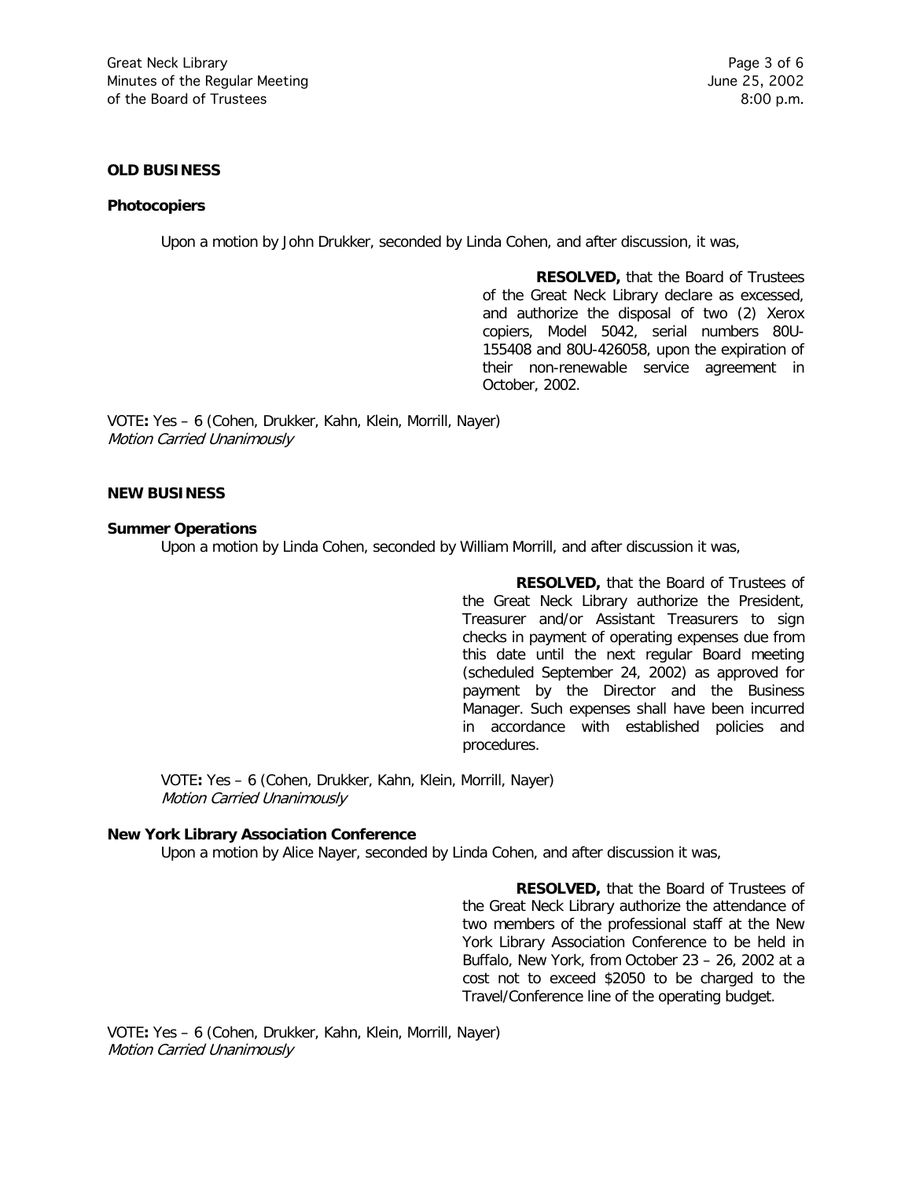**OLD BUSINESS**

**Photocopiers**

Upon a motion by John Drukker, seconded by Linda Cohen, and after discussion, it was,

> **RESOLVED,** that the Board of Trustees of the Great Neck Library declare as excessed, and authorize the disposal of two (2) Xerox copiers, Model 5042, serial numbers 80U-155408 and 80U-426058, upon the expiration of their non-renewable service agreement in October, 2002.

VOTE**:** Yes – 6 (Cohen, Drukker, Kahn, Klein, Morrill, Nayer)
*Motion Carried Unanimously*

**NEW BUSINESS**

**Summer Operations**

Upon a motion by Linda Cohen, seconded by William Morrill, and after discussion it was,

> **RESOLVED,** that the Board of Trustees of the Great Neck Library authorize the President, Treasurer and/or Assistant Treasurers to sign checks in payment of operating expenses due from this date until the next regular Board meeting (scheduled September 24, 2002) as approved for payment by the Director and the Business Manager. Such expenses shall have been incurred in accordance with established policies and procedures.

VOTE**:** Yes – 6 (Cohen, Drukker, Kahn, Klein, Morrill, Nayer)
*Motion Carried Unanimously*

**New York Library Association Conference**

Upon a motion by Alice Nayer, seconded by Linda Cohen, and after discussion it was,

> **RESOLVED,** that the Board of Trustees of the Great Neck Library authorize the attendance of two members of the professional staff at the New York Library Association Conference to be held in Buffalo, New York, from October 23 – 26, 2002 at a cost not to exceed $2050 to be charged to the Travel/Conference line of the operating budget.

VOTE**:** Yes – 6 (Cohen, Drukker, Kahn, Klein, Morrill, Nayer)
*Motion Carried Unanimously*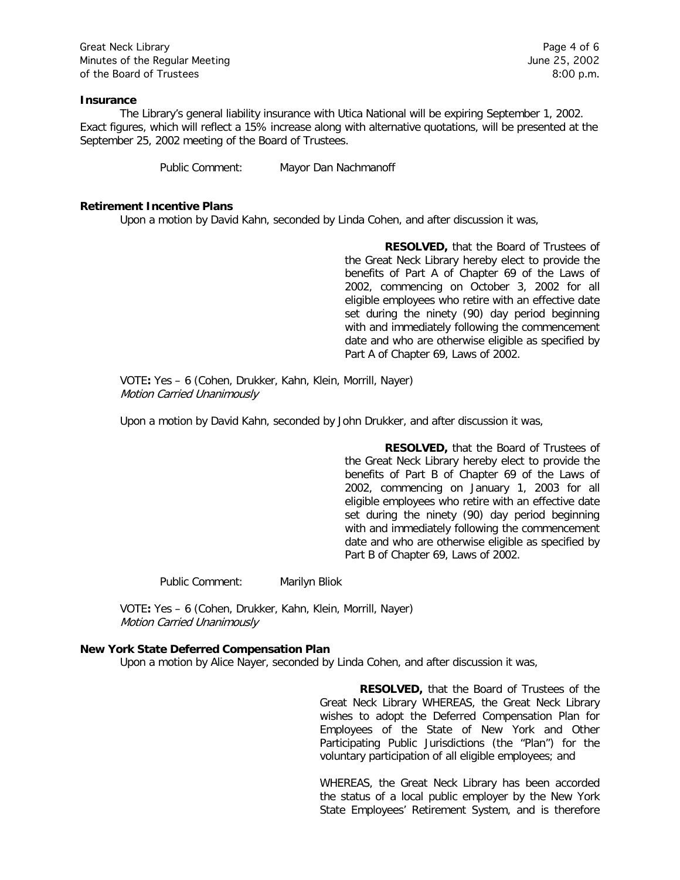**Insurance**

The Library's general liability insurance with Utica National will be expiring September 1, 2002. Exact figures, which will reflect a 15% increase along with alternative quotations, will be presented at the September 25, 2002 meeting of the Board of Trustees.

Public Comment: Mayor Dan Nachmanoff

**Retirement Incentive Plans**

Upon a motion by David Kahn, seconded by Linda Cohen, and after discussion it was,

> **RESOLVED,** that the Board of Trustees of the Great Neck Library hereby elect to provide the benefits of Part A of Chapter 69 of the Laws of 2002, commencing on October 3, 2002 for all eligible employees who retire with an effective date set during the ninety (90) day period beginning with and immediately following the commencement date and who are otherwise eligible as specified by Part A of Chapter 69, Laws of 2002.

VOTE**:** Yes – 6 (Cohen, Drukker, Kahn, Klein, Morrill, Nayer)
*Motion Carried Unanimously*

Upon a motion by David Kahn, seconded by John Drukker, and after discussion it was,

> **RESOLVED,** that the Board of Trustees of the Great Neck Library hereby elect to provide the benefits of Part B of Chapter 69 of the Laws of 2002, commencing on January 1, 2003 for all eligible employees who retire with an effective date set during the ninety (90) day period beginning with and immediately following the commencement date and who are otherwise eligible as specified by Part B of Chapter 69, Laws of 2002.

Public Comment: Marilyn Bliok

VOTE**:** Yes – 6 (Cohen, Drukker, Kahn, Klein, Morrill, Nayer)
*Motion Carried Unanimously*

**New York State Deferred Compensation Plan**

Upon a motion by Alice Nayer, seconded by Linda Cohen, and after discussion it was,

> **RESOLVED,** that the Board of Trustees of the Great Neck Library WHEREAS, the Great Neck Library wishes to adopt the Deferred Compensation Plan for Employees of the State of New York and Other Participating Public Jurisdictions (the "Plan") for the voluntary participation of all eligible employees; and
>
> WHEREAS, the Great Neck Library has been accorded the status of a local public employer by the New York State Employees' Retirement System, and is therefore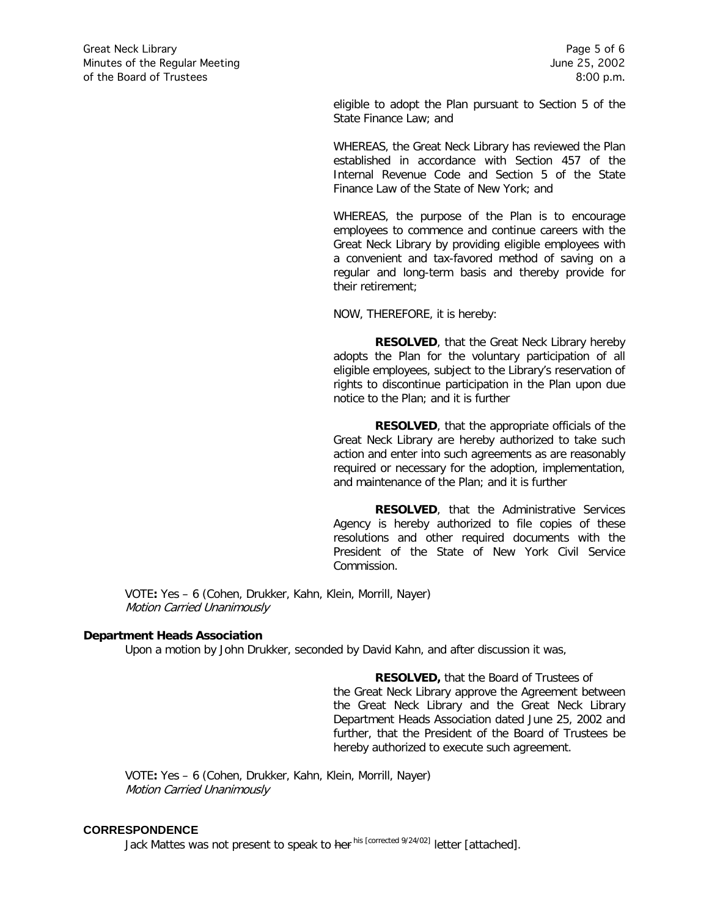eligible to adopt the Plan pursuant to Section 5 of the State Finance Law; and

WHEREAS, the Great Neck Library has reviewed the Plan established in accordance with Section 457 of the Internal Revenue Code and Section 5 of the State Finance Law of the State of New York; and

WHEREAS, the purpose of the Plan is to encourage employees to commence and continue careers with the Great Neck Library by providing eligible employees with a convenient and tax-favored method of saving on a regular and long-term basis and thereby provide for their retirement;

NOW, THEREFORE, it is hereby:

**RESOLVED**, that the Great Neck Library hereby adopts the Plan for the voluntary participation of all eligible employees, subject to the Library's reservation of rights to discontinue participation in the Plan upon due notice to the Plan; and it is further

**RESOLVED**, that the appropriate officials of the Great Neck Library are hereby authorized to take such action and enter into such agreements as are reasonably required or necessary for the adoption, implementation, and maintenance of the Plan; and it is further

**RESOLVED**, that the Administrative Services Agency is hereby authorized to file copies of these resolutions and other required documents with the President of the State of New York Civil Service Commission.

VOTE**:** Yes – 6 (Cohen, Drukker, Kahn, Klein, Morrill, Nayer)
*Motion Carried Unanimously*

**Department Heads Association**

Upon a motion by John Drukker, seconded by David Kahn, and after discussion it was,

**RESOLVED,** that the Board of Trustees of the Great Neck Library approve the Agreement between the Great Neck Library and the Great Neck Library Department Heads Association dated June 25, 2002 and further, that the President of the Board of Trustees be hereby authorized to execute such agreement.

VOTE**:** Yes – 6 (Cohen, Drukker, Kahn, Klein, Morrill, Nayer)
*Motion Carried Unanimously*

**CORRESPONDENCE**

Jack Mattes was not present to speak to ~~her~~ his [corrected 9/24/02] letter [attached].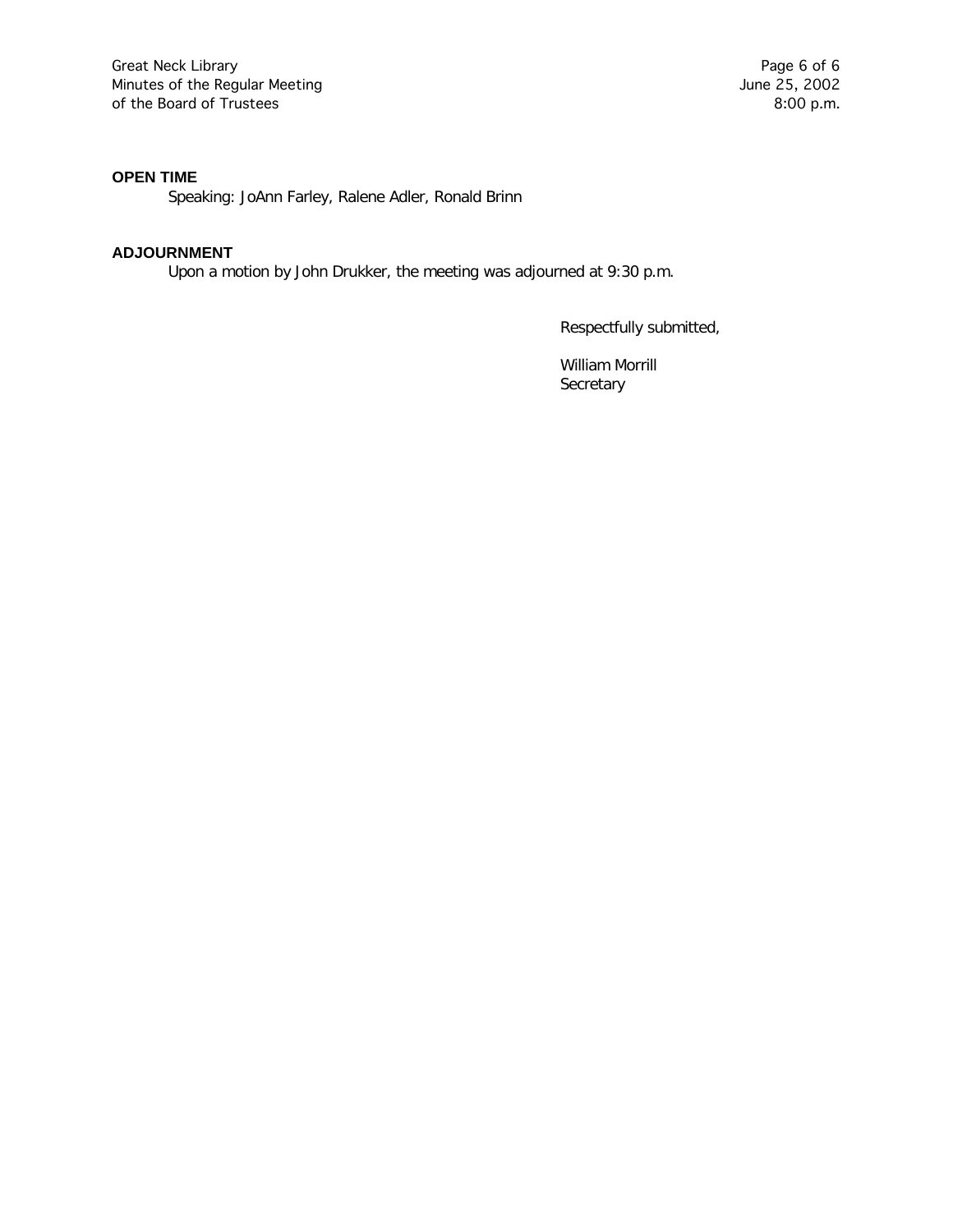**OPEN TIME**

Speaking: JoAnn Farley, Ralene Adler, Ronald Brinn

**ADJOURNMENT**

Upon a motion by John Drukker, the meeting was adjourned at 9:30 p.m.

Respectfully submitted,

William Morrill
Secretary